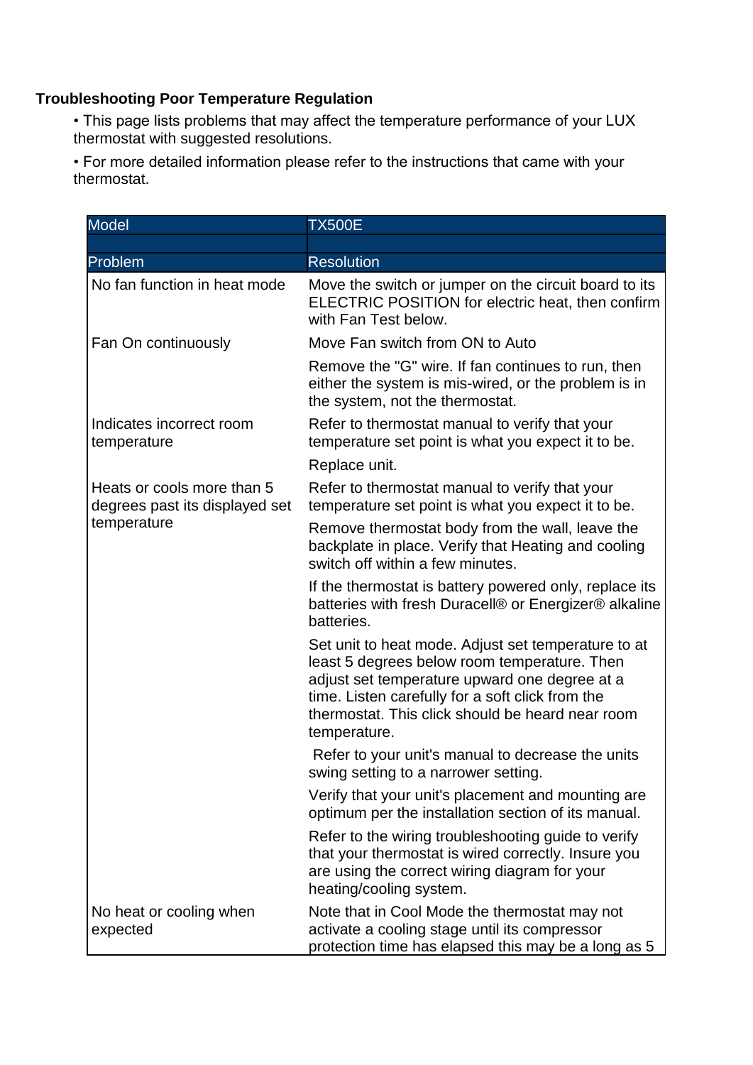## Troubleshooting Poor Temperature Regulation

- This page lists problems that may affect the temperature performance of your LUX thermostat with suggested resolutions.
- For more detailed information please refer to the instructions that came with your thermostat.

| Model | TX500E |
|---|---|
| | |
| **Problem** | **Resolution** |
| No fan function in heat mode | Move the switch or jumper on the circuit board to its ELECTRIC POSITION for electric heat, then confirm with Fan Test below. |
| Fan On continuously | Move Fan switch from ON to Auto |
| | Remove the "G" wire. If fan continues to run, then either the system is mis-wired, or the problem is in the system, not the thermostat. |
| Indicates incorrect room temperature | Refer to thermostat manual to verify that your temperature set point is what you expect it to be. |
| | Replace unit. |
| Heats or cools more than 5 degrees past its displayed set temperature | Refer to thermostat manual to verify that your temperature set point is what you expect it to be. |
| | Remove thermostat body from the wall, leave the backplate in place. Verify that Heating and cooling switch off within a few minutes. |
| | If the thermostat is battery powered only, replace its batteries with fresh Duracell® or Energizer® alkaline batteries. |
| | Set unit to heat mode. Adjust set temperature to at least 5 degrees below room temperature. Then adjust set temperature upward one degree at a time. Listen carefully for a soft click from the thermostat. This click should be heard near room temperature. |
| | Refer to your unit's manual to decrease the units swing setting to a narrower setting. |
| | Verify that your unit's placement and mounting are optimum per the installation section of its manual. |
| | Refer to the wiring troubleshooting guide to verify that your thermostat is wired correctly. Insure you are using the correct wiring diagram for your heating/cooling system. |
| No heat or cooling when expected | Note that in Cool Mode the thermostat may not activate a cooling stage until its compressor protection time has elapsed this may be a long as 5 |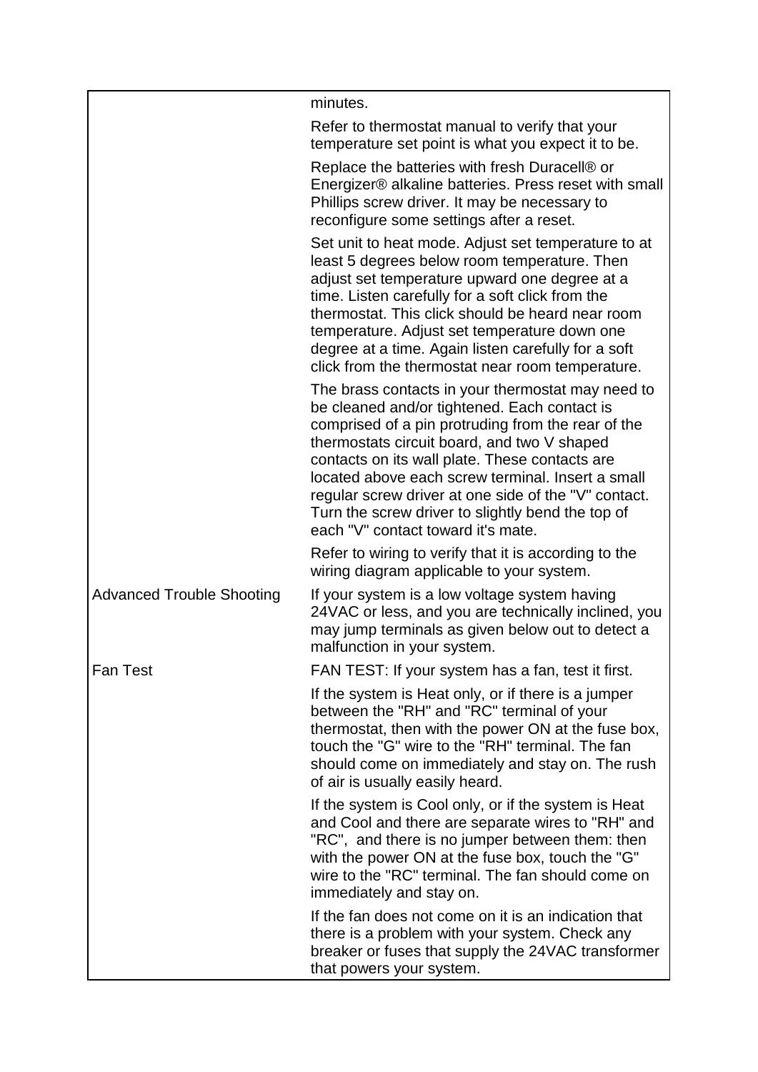| | |
|---|---|
| | minutes. |
| | Refer to thermostat manual to verify that your temperature set point is what you expect it to be. |
| | Replace the batteries with fresh Duracell® or Energizer® alkaline batteries. Press reset with small Phillips screw driver. It may be necessary to reconfigure some settings after a reset. |
| | Set unit to heat mode. Adjust set temperature to at least 5 degrees below room temperature. Then adjust set temperature upward one degree at a time. Listen carefully for a soft click from the thermostat. This click should be heard near room temperature. Adjust set temperature down one degree at a time. Again listen carefully for a soft click from the thermostat near room temperature. |
| | The brass contacts in your thermostat may need to be cleaned and/or tightened. Each contact is comprised of a pin protruding from the rear of the thermostats circuit board, and two V shaped contacts on its wall plate. These contacts are located above each screw terminal. Insert a small regular screw driver at one side of the "V" contact. Turn the screw driver to slightly bend the top of each "V" contact toward it's mate. |
| | Refer to wiring to verify that it is according to the wiring diagram applicable to your system. |
| Advanced Trouble Shooting | If your system is a low voltage system having 24VAC or less, and you are technically inclined, you may jump terminals as given below out to detect a malfunction in your system. |
| Fan Test | FAN TEST: If your system has a fan, test it first. |
| | If the system is Heat only, or if there is a jumper between the "RH" and "RC" terminal of your thermostat, then with the power ON at the fuse box, touch the "G" wire to the "RH" terminal. The fan should come on immediately and stay on. The rush of air is usually easily heard. |
| | If the system is Cool only, or if the system is Heat and Cool and there are separate wires to "RH" and "RC", and there is no jumper between them: then with the power ON at the fuse box, touch the "G" wire to the "RC" terminal. The fan should come on immediately and stay on. |
| | If the fan does not come on it is an indication that there is a problem with your system. Check any breaker or fuses that supply the 24VAC transformer that powers your system. |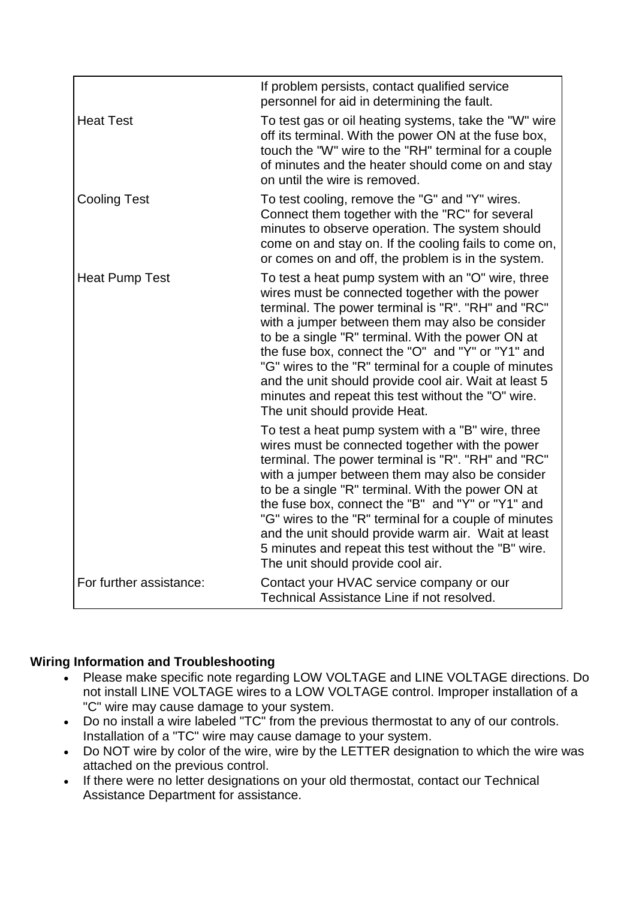| | |
|---|---|
| | If problem persists, contact qualified service personnel for aid in determining the fault. |
| Heat Test | To test gas or oil heating systems, take the "W" wire off its terminal. With the power ON at the fuse box, touch the "W" wire to the "RH" terminal for a couple of minutes and the heater should come on and stay on until the wire is removed. |
| Cooling Test | To test cooling, remove the "G" and "Y" wires. Connect them together with the "RC" for several minutes to observe operation. The system should come on and stay on. If the cooling fails to come on, or comes on and off, the problem is in the system. |
| Heat Pump Test | To test a heat pump system with an "O" wire, three wires must be connected together with the power terminal. The power terminal is "R". "RH" and "RC" with a jumper between them may also be consider to be a single "R" terminal. With the power ON at the fuse box, connect the "O" and "Y" or "Y1" and "G" wires to the "R" terminal for a couple of minutes and the unit should provide cool air. Wait at least 5 minutes and repeat this test without the "O" wire. The unit should provide Heat. |
| | To test a heat pump system with a "B" wire, three wires must be connected together with the power terminal. The power terminal is "R". "RH" and "RC" with a jumper between them may also be consider to be a single "R" terminal. With the power ON at the fuse box, connect the "B" and "Y" or "Y1" and "G" wires to the "R" terminal for a couple of minutes and the unit should provide warm air. Wait at least 5 minutes and repeat this test without the "B" wire. The unit should provide cool air. |
| For further assistance: | Contact your HVAC service company or our Technical Assistance Line if not resolved. |

**Wiring Information and Troubleshooting**

- Please make specific note regarding LOW VOLTAGE and LINE VOLTAGE directions. Do not install LINE VOLTAGE wires to a LOW VOLTAGE control. Improper installation of a "C" wire may cause damage to your system.
- Do no install a wire labeled "TC" from the previous thermostat to any of our controls. Installation of a "TC" wire may cause damage to your system.
- Do NOT wire by color of the wire, wire by the LETTER designation to which the wire was attached on the previous control.
- If there were no letter designations on your old thermostat, contact our Technical Assistance Department for assistance.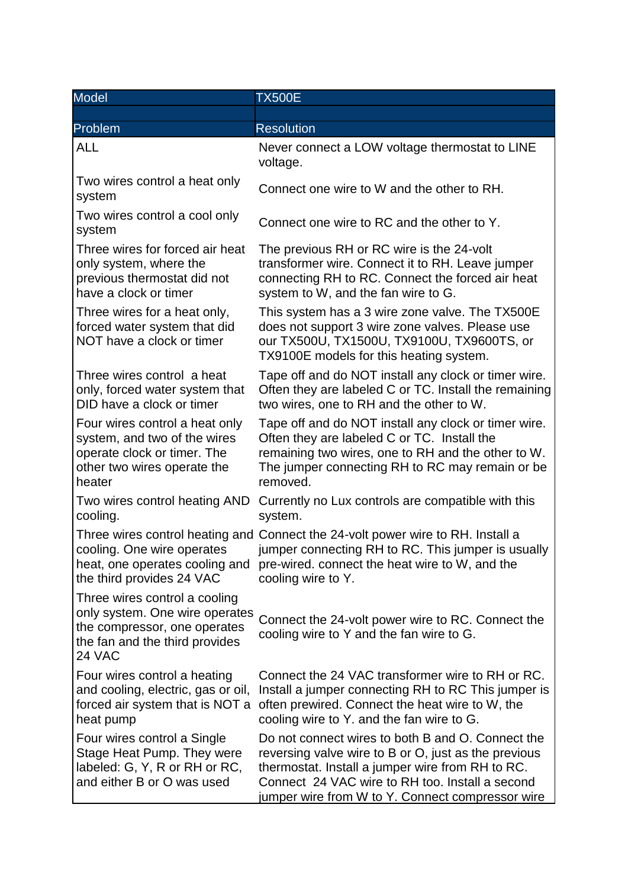| Model | TX500E |
|---|---|
| | |
| Problem | Resolution |
| ALL | Never connect a LOW voltage thermostat to LINE voltage. |
| Two wires control a heat only system | Connect one wire to W and the other to RH. |
| Two wires control a cool only system | Connect one wire to RC and the other to Y. |
| Three wires for forced air heat only system, where the previous thermostat did not have a clock or timer | The previous RH or RC wire is the 24-volt transformer wire. Connect it to RH. Leave jumper connecting RH to RC. Connect the forced air heat system to W, and the fan wire to G. |
| Three wires for a heat only, forced water system that did NOT have a clock or timer | This system has a 3 wire zone valve. The TX500E does not support 3 wire zone valves. Please use our TX500U, TX1500U, TX9100U, TX9600TS, or TX9100E models for this heating system. |
| Three wires control a heat only, forced water system that DID have a clock or timer | Tape off and do NOT install any clock or timer wire. Often they are labeled C or TC. Install the remaining two wires, one to RH and the other to W. |
| Four wires control a heat only system, and two of the wires operate clock or timer. The other two wires operate the heater | Tape off and do NOT install any clock or timer wire. Often they are labeled C or TC. Install the remaining two wires, one to RH and the other to W. The jumper connecting RH to RC may remain or be removed. |
| Two wires control heating AND cooling. | Currently no Lux controls are compatible with this system. |
| Three wires control heating and cooling. One wire operates heat, one operates cooling and the third provides 24 VAC | Connect the 24-volt power wire to RH. Install a jumper connecting RH to RC. This jumper is usually pre-wired. connect the heat wire to W, and the cooling wire to Y. |
| Three wires control a cooling only system. One wire operates the compressor, one operates the fan and the third provides 24 VAC | Connect the 24-volt power wire to RC. Connect the cooling wire to Y and the fan wire to G. |
| Four wires control a heating and cooling, electric, gas or oil, forced air system that is NOT a heat pump | Connect the 24 VAC transformer wire to RH or RC. Install a jumper connecting RH to RC This jumper is often prewired. Connect the heat wire to W, the cooling wire to Y. and the fan wire to G. |
| Four wires control a Single Stage Heat Pump. They were labeled: G, Y, R or RH or RC, and either B or O was used | Do not connect wires to both B and O. Connect the reversing valve wire to B or O, just as the previous thermostat. Install a jumper wire from RH to RC. Connect 24 VAC wire to RH too. Install a second jumper wire from W to Y. Connect compressor wire |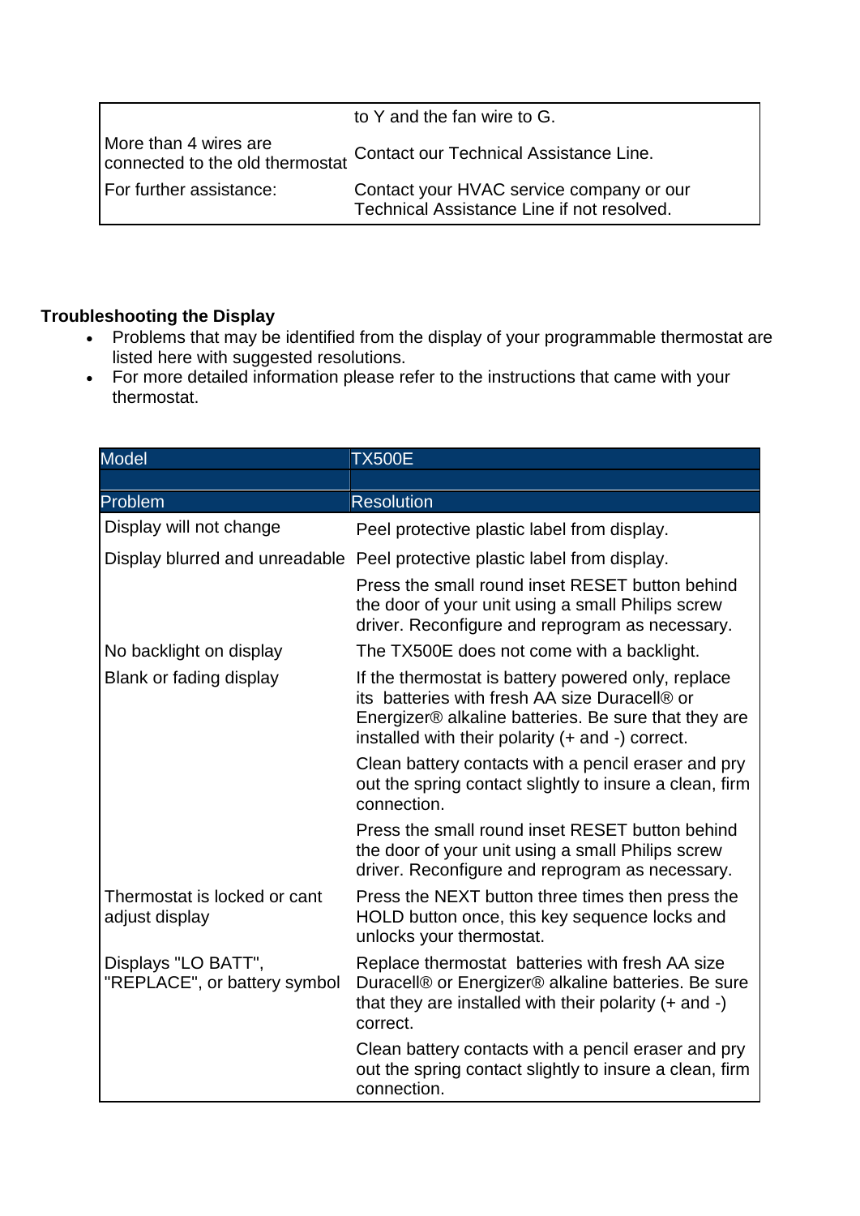| | |
|---|---|
| | to Y and the fan wire to G. |
| More than 4 wires are connected to the old thermostat | Contact our Technical Assistance Line. |
| For further assistance: | Contact your HVAC service company or our Technical Assistance Line if not resolved. |

**Troubleshooting the Display**

- Problems that may be identified from the display of your programmable thermostat are listed here with suggested resolutions.
- For more detailed information please refer to the instructions that came with your thermostat.

| Model | TX500E |
|---|---|
| | |
| **Problem** | **Resolution** |
| Display will not change | Peel protective plastic label from display. |
| Display blurred and unreadable | Peel protective plastic label from display. |
| | Press the small round inset RESET button behind the door of your unit using a small Philips screw driver. Reconfigure and reprogram as necessary. |
| No backlight on display | The TX500E does not come with a backlight. |
| Blank or fading display | If the thermostat is battery powered only, replace its batteries with fresh AA size Duracell® or Energizer® alkaline batteries. Be sure that they are installed with their polarity (+ and -) correct. |
| | Clean battery contacts with a pencil eraser and pry out the spring contact slightly to insure a clean, firm connection. |
| | Press the small round inset RESET button behind the door of your unit using a small Philips screw driver. Reconfigure and reprogram as necessary. |
| Thermostat is locked or cant adjust display | Press the NEXT button three times then press the HOLD button once, this key sequence locks and unlocks your thermostat. |
| Displays "LO BATT", "REPLACE", or battery symbol | Replace thermostat batteries with fresh AA size Duracell® or Energizer® alkaline batteries. Be sure that they are installed with their polarity (+ and -) correct. |
| | Clean battery contacts with a pencil eraser and pry out the spring contact slightly to insure a clean, firm connection. |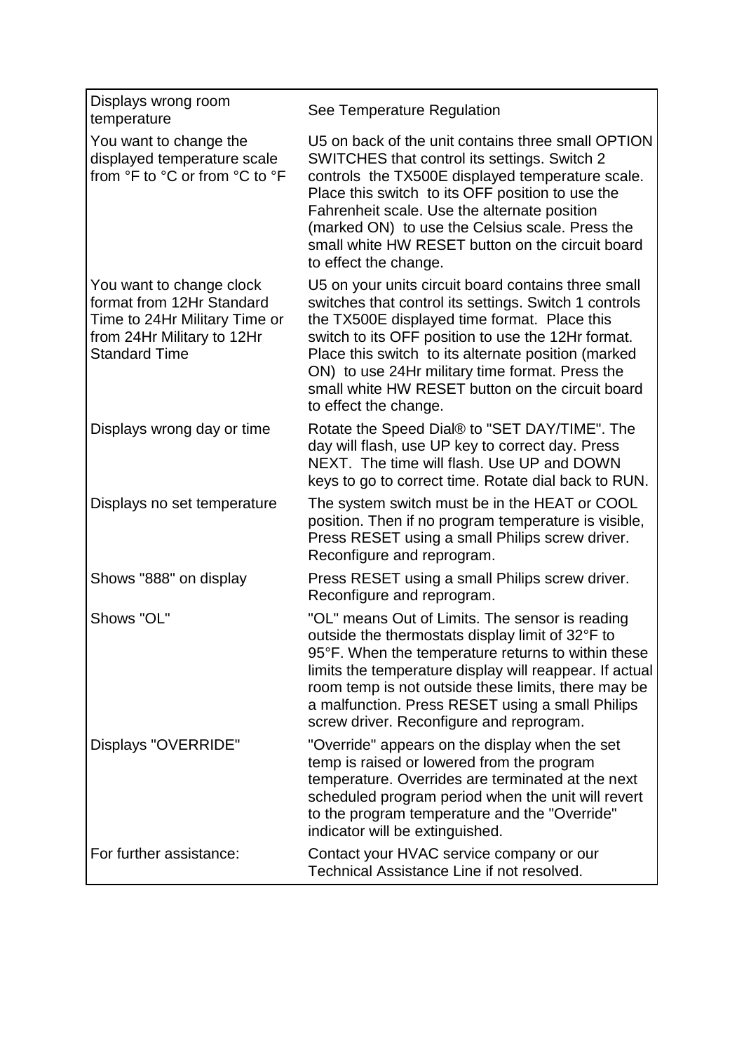| | |
|---|---|
| Displays wrong room temperature | See Temperature Regulation |
| You want to change the displayed temperature scale from °F to °C or from °C to °F | U5 on back of the unit contains three small OPTION SWITCHES that control its settings. Switch 2 controls the TX500E displayed temperature scale. Place this switch to its OFF position to use the Fahrenheit scale. Use the alternate position (marked ON) to use the Celsius scale. Press the small white HW RESET button on the circuit board to effect the change. |
| You want to change clock format from 12Hr Standard Time to 24Hr Military Time or from 24Hr Military to 12Hr Standard Time | U5 on your units circuit board contains three small switches that control its settings. Switch 1 controls the TX500E displayed time format. Place this switch to its OFF position to use the 12Hr format. Place this switch to its alternate position (marked ON) to use 24Hr military time format. Press the small white HW RESET button on the circuit board to effect the change. |
| Displays wrong day or time | Rotate the Speed Dial® to "SET DAY/TIME". The day will flash, use UP key to correct day. Press NEXT. The time will flash. Use UP and DOWN keys to go to correct time. Rotate dial back to RUN. |
| Displays no set temperature | The system switch must be in the HEAT or COOL position. Then if no program temperature is visible, Press RESET using a small Philips screw driver. Reconfigure and reprogram. |
| Shows "888" on display | Press RESET using a small Philips screw driver. Reconfigure and reprogram. |
| Shows "OL" | "OL" means Out of Limits. The sensor is reading outside the thermostats display limit of 32°F to 95°F. When the temperature returns to within these limits the temperature display will reappear. If actual room temp is not outside these limits, there may be a malfunction. Press RESET using a small Philips screw driver. Reconfigure and reprogram. |
| Displays "OVERRIDE" | "Override" appears on the display when the set temp is raised or lowered from the program temperature. Overrides are terminated at the next scheduled program period when the unit will revert to the program temperature and the "Override" indicator will be extinguished. |
| For further assistance: | Contact your HVAC service company or our Technical Assistance Line if not resolved. |